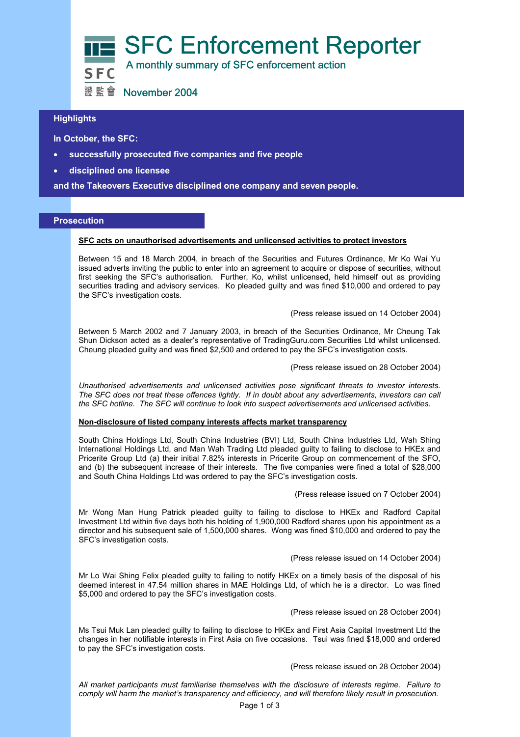# SFC Enforcement Reporter

A monthly summary of SFC enforcement action

SFC 證監會 November 2004

## Highlights

**In October, the SFC:**

- **successfully prosecuted five companies and five people**
- **disciplined one licensee**

**and the Takeovers Executive disciplined one company and seven people.**

## Prosecution

### SFC acts on unauthorised advertisements and unlicensed activities to protect investors

Between 15 and 18 March 2004, in breach of the Securities and Futures Ordinance, Mr Ko Wai Yu issued adverts inviting the public to enter into an agreement to acquire or dispose of securities, without first seeking the SFC's authorisation. Further, Ko, whilst unlicensed, held himself out as providing securities trading and advisory services. Ko pleaded guilty and was fined $10,000 and ordered to pay the SFC's investigation costs.

(Press release issued on 14 October 2004)

Between 5 March 2002 and 7 January 2003, in breach of the Securities Ordinance, Mr Cheung Tak Shun Dickson acted as a dealer's representative of TradingGuru.com Securities Ltd whilst unlicensed. Cheung pleaded guilty and was fined $2,500 and ordered to pay the SFC's investigation costs.

(Press release issued on 28 October 2004)

*Unauthorised advertisements and unlicensed activities pose significant threats to investor interests. The SFC does not treat these offences lightly. If in doubt about any advertisements, investors can call the SFC hotline. The SFC will continue to look into suspect advertisements and unlicensed activities.*

### Non-disclosure of listed company interests affects market transparency

South China Holdings Ltd, South China Industries (BVI) Ltd, South China Industries Ltd, Wah Shing International Holdings Ltd, and Man Wah Trading Ltd pleaded guilty to failing to disclose to HKEx and Pricerite Group Ltd (a) their initial 7.82% interests in Pricerite Group on commencement of the SFO, and (b) the subsequent increase of their interests. The five companies were fined a total of $28,000 and South China Holdings Ltd was ordered to pay the SFC's investigation costs.

(Press release issued on 7 October 2004)

Mr Wong Man Hung Patrick pleaded guilty to failing to disclose to HKEx and Radford Capital Investment Ltd within five days both his holding of 1,900,000 Radford shares upon his appointment as a director and his subsequent sale of 1,500,000 shares. Wong was fined $10,000 and ordered to pay the SFC's investigation costs.

(Press release issued on 14 October 2004)

Mr Lo Wai Shing Felix pleaded guilty to failing to notify HKEx on a timely basis of the disposal of his deemed interest in 47.54 million shares in MAE Holdings Ltd, of which he is a director. Lo was fined $5,000 and ordered to pay the SFC's investigation costs.

(Press release issued on 28 October 2004)

Ms Tsui Muk Lan pleaded guilty to failing to disclose to HKEx and First Asia Capital Investment Ltd the changes in her notifiable interests in First Asia on five occasions. Tsui was fined $18,000 and ordered to pay the SFC's investigation costs.

(Press release issued on 28 October 2004)

*All market participants must familiarise themselves with the disclosure of interests regime. Failure to comply will harm the market's transparency and efficiency, and will therefore likely result in prosecution.*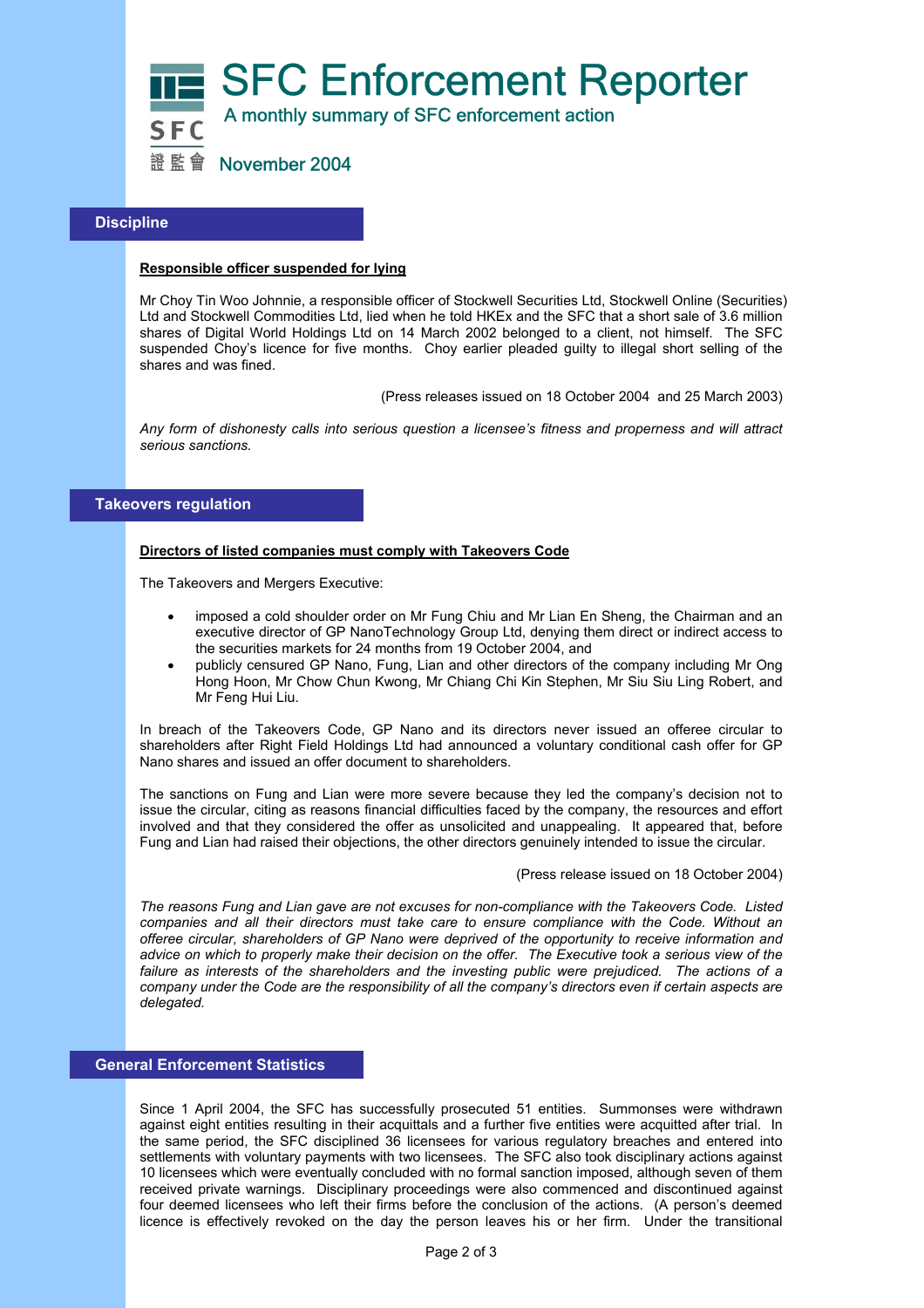# SFC Enforcement Reporter

A monthly summary of SFC enforcement action

November 2004

## Discipline

**Responsible officer suspended for lying**

Mr Choy Tin Woo Johnnie, a responsible officer of Stockwell Securities Ltd, Stockwell Online (Securities) Ltd and Stockwell Commodities Ltd, lied when he told HKEx and the SFC that a short sale of 3.6 million shares of Digital World Holdings Ltd on 14 March 2002 belonged to a client, not himself. The SFC suspended Choy's licence for five months. Choy earlier pleaded guilty to illegal short selling of the shares and was fined.

(Press releases issued on 18 October 2004 and 25 March 2003)

*Any form of dishonesty calls into serious question a licensee's fitness and properness and will attract serious sanctions.*

## Takeovers regulation

**Directors of listed companies must comply with Takeovers Code**

The Takeovers and Mergers Executive:

- imposed a cold shoulder order on Mr Fung Chiu and Mr Lian En Sheng, the Chairman and an executive director of GP NanoTechnology Group Ltd, denying them direct or indirect access to the securities markets for 24 months from 19 October 2004, and
- publicly censured GP Nano, Fung, Lian and other directors of the company including Mr Ong Hong Hoon, Mr Chow Chun Kwong, Mr Chiang Chi Kin Stephen, Mr Siu Siu Ling Robert, and Mr Feng Hui Liu.

In breach of the Takeovers Code, GP Nano and its directors never issued an offeree circular to shareholders after Right Field Holdings Ltd had announced a voluntary conditional cash offer for GP Nano shares and issued an offer document to shareholders.

The sanctions on Fung and Lian were more severe because they led the company's decision not to issue the circular, citing as reasons financial difficulties faced by the company, the resources and effort involved and that they considered the offer as unsolicited and unappealing. It appeared that, before Fung and Lian had raised their objections, the other directors genuinely intended to issue the circular.

(Press release issued on 18 October 2004)

*The reasons Fung and Lian gave are not excuses for non-compliance with the Takeovers Code. Listed companies and all their directors must take care to ensure compliance with the Code. Without an offeree circular, shareholders of GP Nano were deprived of the opportunity to receive information and advice on which to properly make their decision on the offer. The Executive took a serious view of the failure as interests of the shareholders and the investing public were prejudiced. The actions of a company under the Code are the responsibility of all the company's directors even if certain aspects are delegated.*

## General Enforcement Statistics

Since 1 April 2004, the SFC has successfully prosecuted 51 entities. Summonses were withdrawn against eight entities resulting in their acquittals and a further five entities were acquitted after trial. In the same period, the SFC disciplined 36 licensees for various regulatory breaches and entered into settlements with voluntary payments with two licensees. The SFC also took disciplinary actions against 10 licensees which were eventually concluded with no formal sanction imposed, although seven of them received private warnings. Disciplinary proceedings were also commenced and discontinued against four deemed licensees who left their firms before the conclusion of the actions. (A person's deemed licence is effectively revoked on the day the person leaves his or her firm. Under the transitional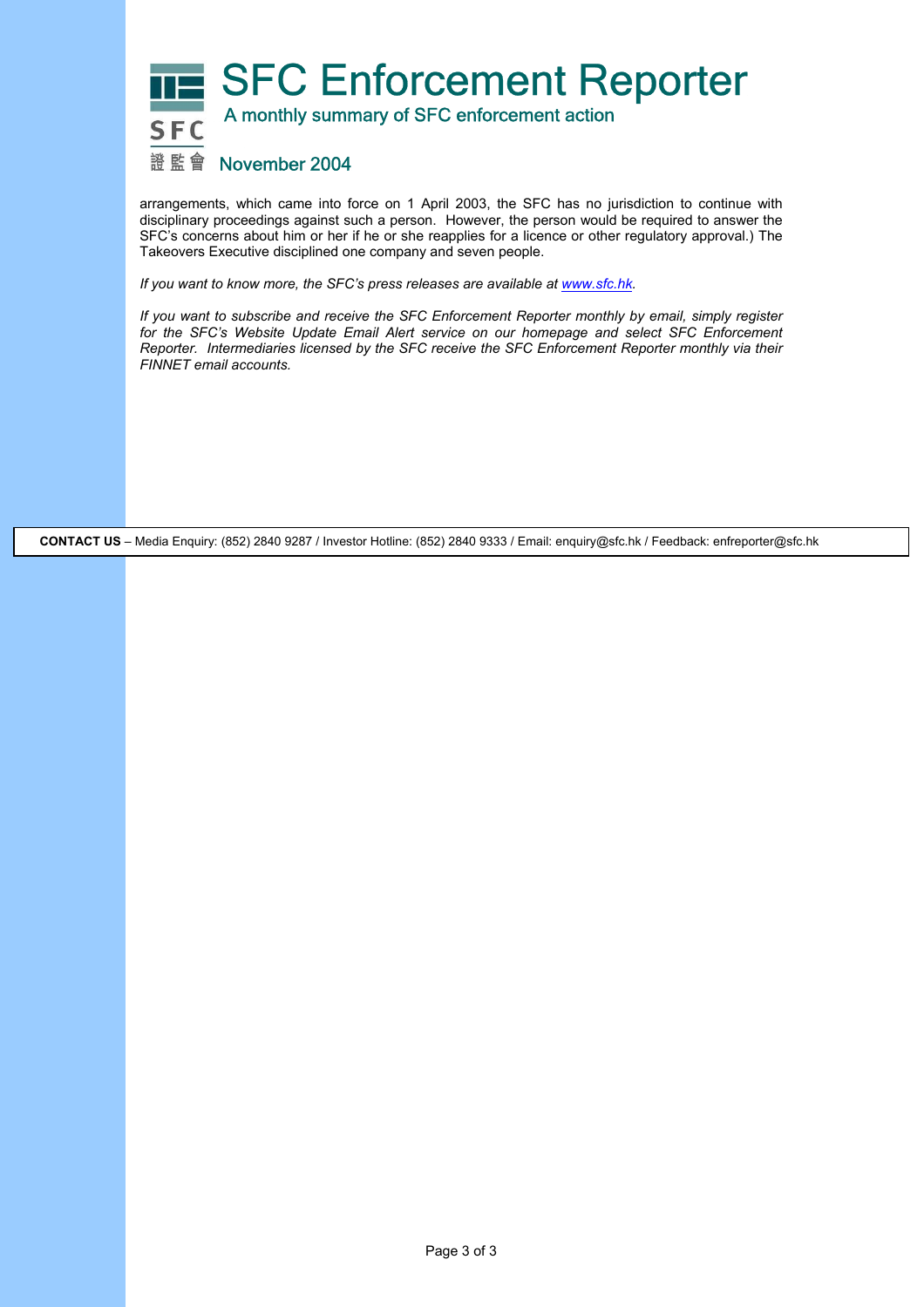arrangements, which came into force on 1 April 2003, the SFC has no jurisdiction to continue with disciplinary proceedings against such a person. However, the person would be required to answer the SFC's concerns about him or her if he or she reapplies for a licence or other regulatory approval.) The Takeovers Executive disciplined one company and seven people.

*If you want to know more, the SFC's press releases are available at [www.sfc.hk](http://www.sfc.hk).*

*If you want to subscribe and receive the SFC Enforcement Reporter monthly by email, simply register for the SFC's Website Update Email Alert service on our homepage and select SFC Enforcement Reporter. Intermediaries licensed by the SFC receive the SFC Enforcement Reporter monthly via their FINNET email accounts.*

**CONTACT US** – Media Enquiry: (852) 2840 9287 / Investor Hotline: (852) 2840 9333 / Email: enquiry@sfc.hk / Feedback: enfreporter@sfc.hk